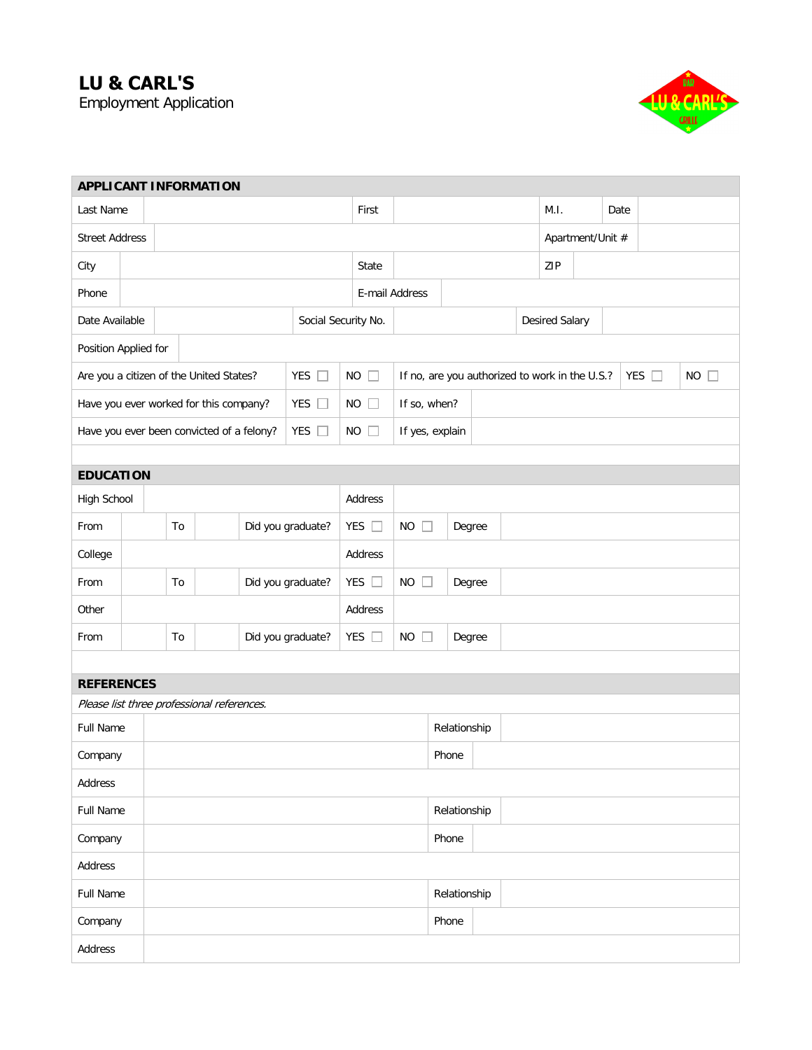# LU & CARL'S

Employment Application

## APPLICANT INFORMATION

| Last Name | | First | | M.I. | | Date | |
|---|---|---|---|---|---|---|---|
| Street Address | | | | Apartment/Unit # | | | |
| City | | State | | ZIP | | | |
| Phone | | E-mail Address | | | | | |
| Date Available | | Social Security No. | | Desired Salary | | | |
| Position Applied for | | | | | | | |

| | | | | | | |
|---|---|---|---|---|---|---|
| Are you a citizen of the United States? | YES ☐ | NO ☐ | If no, are you authorized to work in the U.S.? | YES ☐ | NO ☐ |
| Have you ever worked for this company? | YES ☐ | NO ☐ | If so, when? | | |
| Have you ever been convicted of a felony? | YES ☐ | NO ☐ | If yes, explain | | |

## EDUCATION

| | | | | | | | | |
|---|---|---|---|---|---|---|---|---|
| High School | | | | Address | | | | |
| From | | To | | Did you graduate? | YES ☐ | NO ☐ | Degree | |
| College | | | | Address | | | | |
| From | | To | | Did you graduate? | YES ☐ | NO ☐ | Degree | |
| Other | | | | Address | | | | |
| From | | To | | Did you graduate? | YES ☐ | NO ☐ | Degree | |

## REFERENCES

*Please list three professional references.*

| | | | |
|---|---|---|---|
| Full Name | | Relationship | |
| Company | | Phone | |
| Address | | | |
| Full Name | | Relationship | |
| Company | | Phone | |
| Address | | | |
| Full Name | | Relationship | |
| Company | | Phone | |
| Address | | | |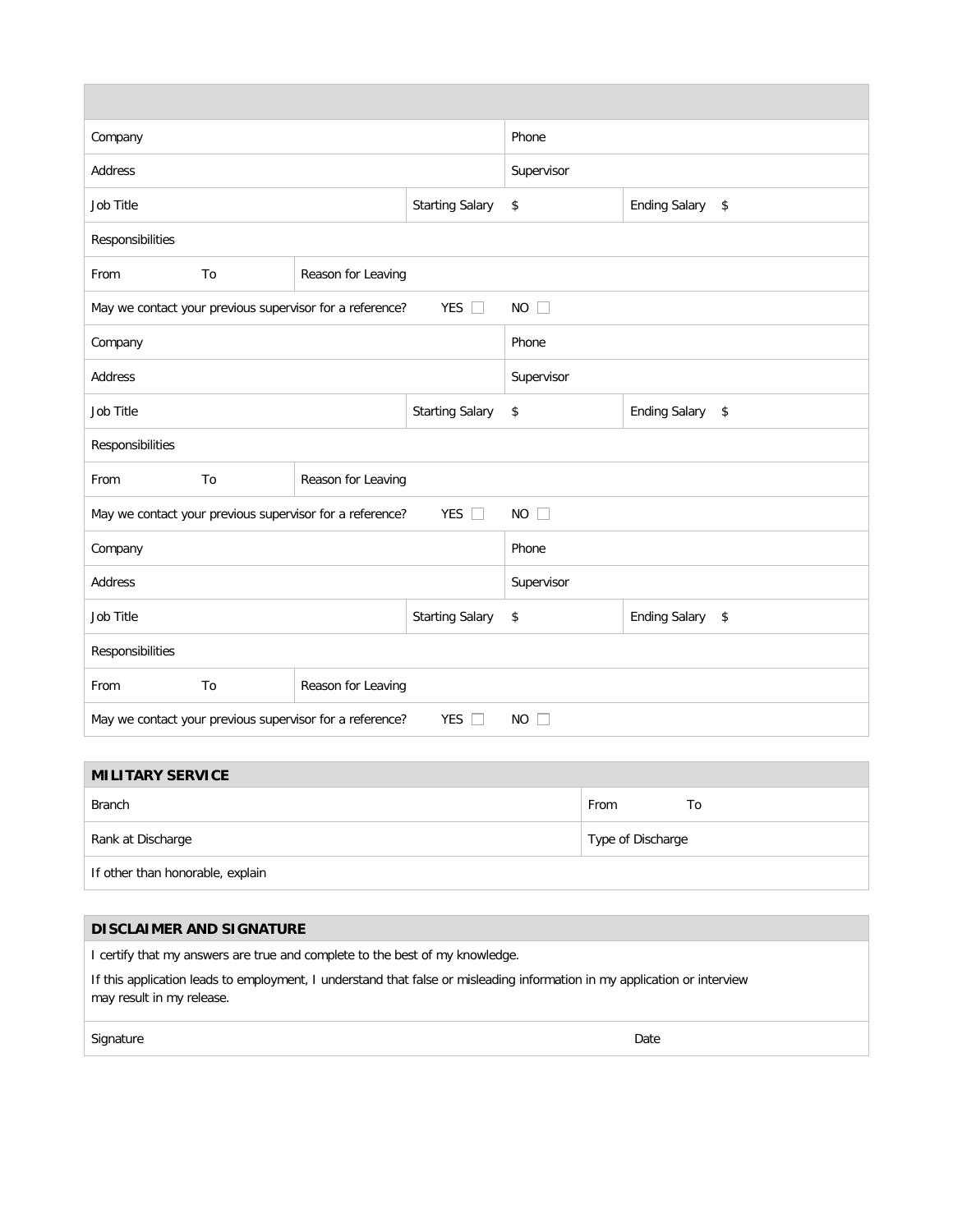| | | | | | |
|---|---|---|---|---|---|
| Company | | | Phone | | |
| Address | | | Supervisor | | |
| Job Title | | Starting Salary | $ | Ending Salary | $ |
| Responsibilities | | | | | |
| From | To | Reason for Leaving | | | |
| May we contact your previous supervisor for a reference? | | YES ☐ | NO ☐ | | |
| Company | | | Phone | | |
| Address | | | Supervisor | | |
| Job Title | | Starting Salary | $ | Ending Salary | $ |
| Responsibilities | | | | | |
| From | To | Reason for Leaving | | | |
| May we contact your previous supervisor for a reference? | | YES ☐ | NO ☐ | | |
| Company | | | Phone | | |
| Address | | | Supervisor | | |
| Job Title | | Starting Salary | $ | Ending Salary | $ |
| Responsibilities | | | | | |
| From | To | Reason for Leaving | | | |
| May we contact your previous supervisor for a reference? | | YES ☐ | NO ☐ | | |

## MILITARY SERVICE

| | | |
|---|---|---|
| Branch | From | To |
| Rank at Discharge | Type of Discharge | |
| If other than honorable, explain | | |

## DISCLAIMER AND SIGNATURE

I certify that my answers are true and complete to the best of my knowledge.

If this application leads to employment, I understand that false or misleading information in my application or interview may result in my release.

| | |
|---|---|
| Signature | Date |